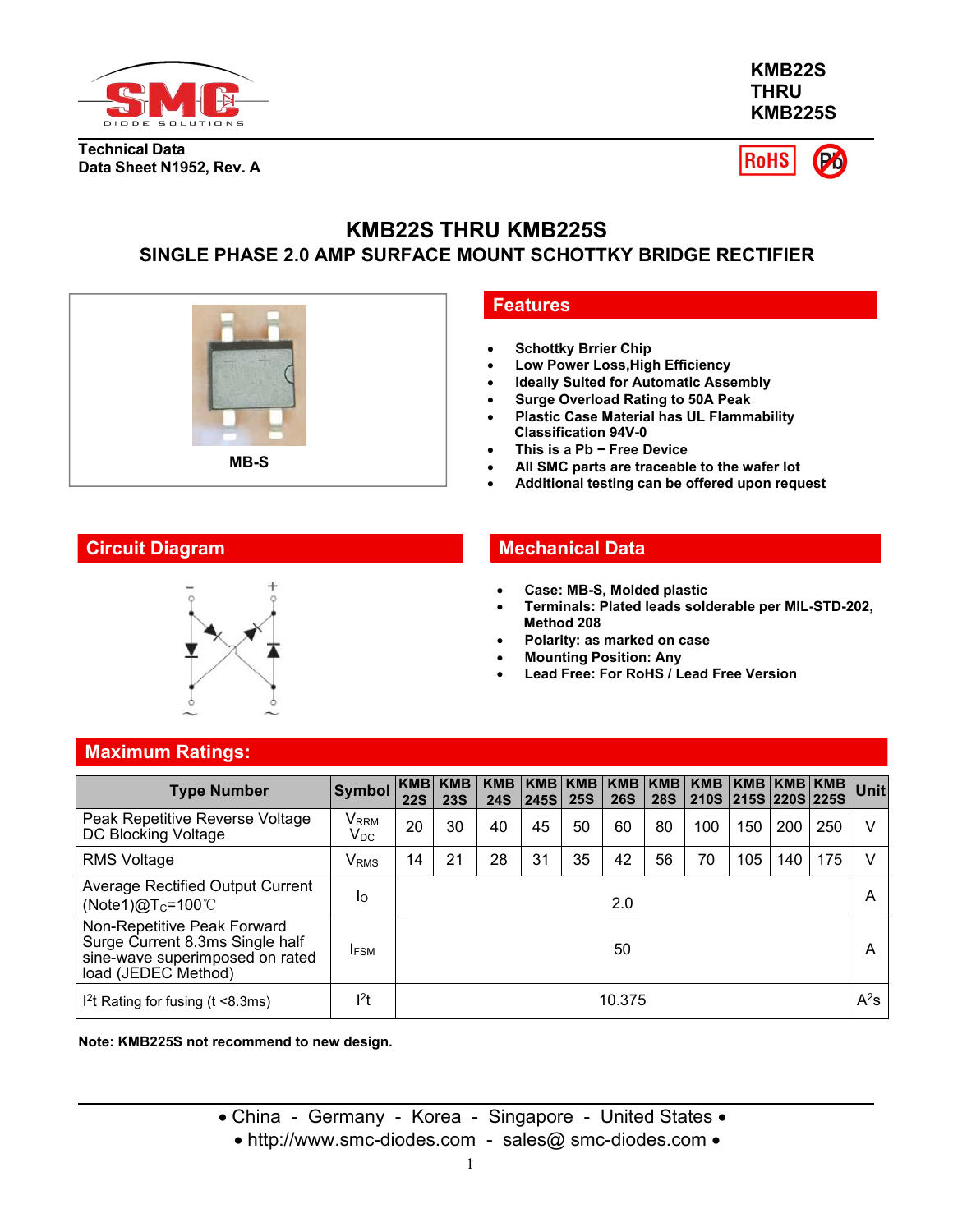KMB22S
THRU
KMB225S

Technical Data
Data Sheet N1952, Rev. A

# KMB22S THRU KMB225S

## SINGLE PHASE 2.0 AMP SURFACE MOUNT SCHOTTKY BRIDGE RECTIFIER

MB-S

## Features

- Schottky Brrier Chip
- Low Power Loss,High Efficiency
- Ideally Suited for Automatic Assembly
- Surge Overload Rating to 50A Peak
- Plastic Case Material has UL Flammability Classification 94V-0
- This is a Pb − Free Device
- All SMC parts are traceable to the wafer lot
- Additional testing can be offered upon request

## Circuit Diagram

## Mechanical Data

- Case: MB-S, Molded plastic
- Terminals: Plated leads solderable per MIL-STD-202, Method 208
- Polarity: as marked on case
- Mounting Position: Any
- Lead Free: For RoHS / Lead Free Version

## Maximum Ratings:

| Type Number | Symbol | KMB 22S | KMB 23S | KMB 24S | KMB 245S | KMB 25S | KMB 26S | KMB 28S | KMB 210S | KMB 215S | KMB 220S | KMB 225S | Unit |
|---|---|---|---|---|---|---|---|---|---|---|---|---|---|
| Peak Repetitive Reverse Voltage DC Blocking Voltage | $V_{RRM}$ $V_{DC}$ | 20 | 30 | 40 | 45 | 50 | 60 | 80 | 100 | 150 | 200 | 250 | V |
| RMS Voltage | $V_{RMS}$ | 14 | 21 | 28 | 31 | 35 | 42 | 56 | 70 | 105 | 140 | 175 | V |
| Average Rectified Output Current (Note1)@$T_C$=100℃ | $I_O$ | 2.0 | | | | | | | | | | | A |
| Non-Repetitive Peak Forward Surge Current 8.3ms Single half sine-wave superimposed on rated load (JEDEC Method) | $I_{FSM}$ | 50 | | | | | | | | | | | A |
| $I^2t$ Rating for fusing (t <8.3ms) | $I^2t$ | 10.375 | | | | | | | | | | | $A^2s$ |

**Note: KMB225S not recommend to new design.**

• China - Germany - Korea - Singapore - United States •
• http://www.smc-diodes.com - sales@ smc-diodes.com •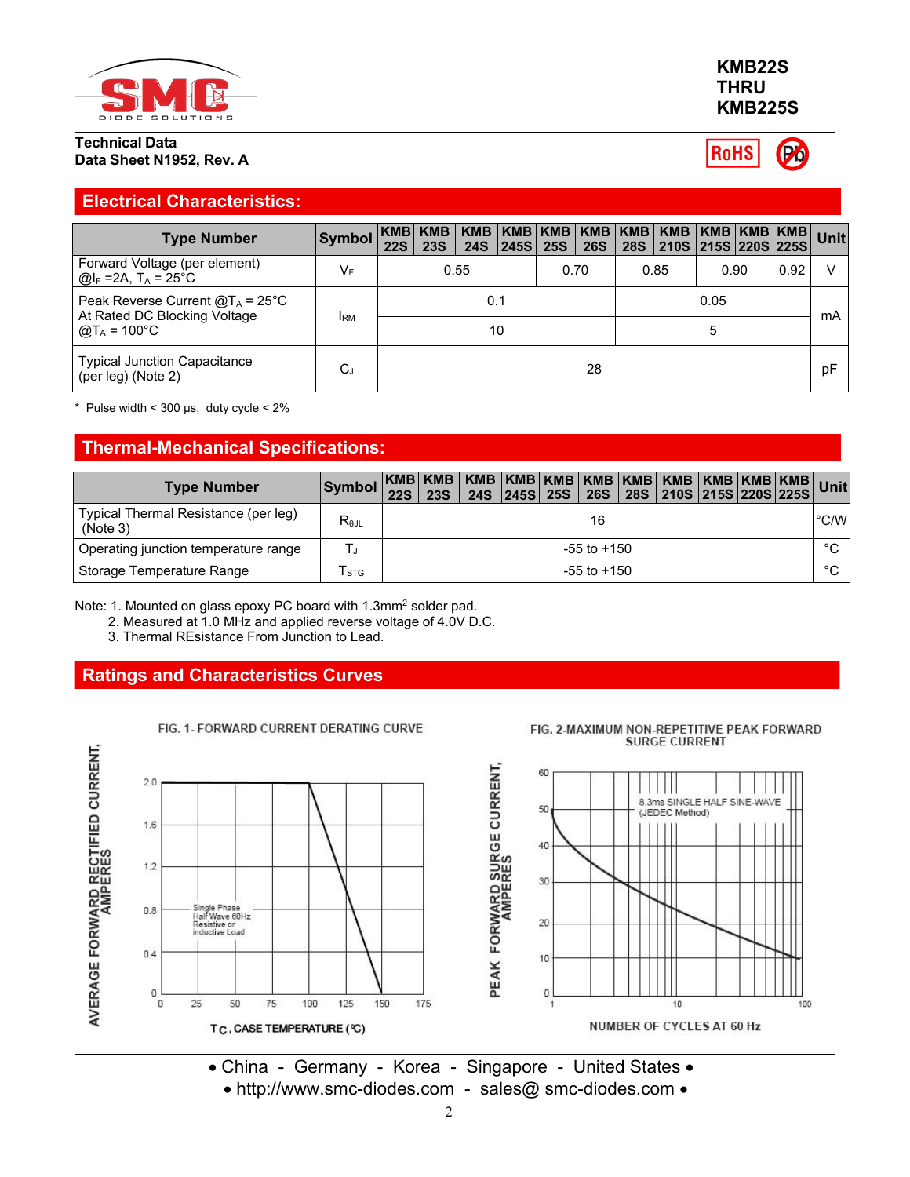**KMB22S THRU KMB225S**

**Technical Data**
**Data Sheet N1952, Rev. A**

RoHS

## Electrical Characteristics:

| Type Number | Symbol | KMB 22S | KMB 23S | KMB 24S | KMB 245S | KMB 25S | KMB 26S | KMB 28S | KMB 210S | KMB 215S | KMB 220S | KMB 225S | Unit |
|---|---|---|---|---|---|---|---|---|---|---|---|---|---|
| Forward Voltage (per element) @$I_F$ =2A, $T_A$ = 25°C | $V_F$ | 0.55 | | | | 0.70 | | 0.85 | | 0.90 | | 0.92 | V |
| Peak Reverse Current @$T_A$ = 25°C At Rated DC Blocking Voltage | $I_{RM}$ | 0.1 | | | | | | 0.05 | | | | | mA |
| @$T_A$ = 100°C | | 10 | | | | | | 5 | | | | | |
| Typical Junction Capacitance (per leg) (Note 2) | $C_J$ | 28 | | | | | | | | | | | pF |

\* Pulse width < 300 μs, duty cycle < 2%

## Thermal-Mechanical Specifications:

| Type Number | Symbol | KMB 22S | KMB 23S | KMB 24S | KMB 245S | KMB 25S | KMB 26S | KMB 28S | KMB 210S | KMB 215S | KMB 220S | KMB 225S | Unit |
|---|---|---|---|---|---|---|---|---|---|---|---|---|---|
| Typical Thermal Resistance (per leg) (Note 3) | $R_{\theta JL}$ | 16 | | | | | | | | | | | °C/W |
| Operating junction temperature range | $T_J$ | -55 to +150 | | | | | | | | | | | °C |
| Storage Temperature Range | $T_{STG}$ | -55 to +150 | | | | | | | | | | | °C |

Note: 1. Mounted on glass epoxy PC board with 1.3mm[2] solder pad.
2. Measured at 1.0 MHz and applied reverse voltage of 4.0V D.C.
3. Thermal REsistance From Junction to Lead.

## Ratings and Characteristics Curves

FIG. 1- FORWARD CURRENT DERATING CURVE

FIG. 2-MAXIMUM NON-REPETITIVE PEAK FORWARD SURGE CURRENT

• China - Germany - Korea - Singapore - United States •
• http://www.smc-diodes.com - sales@ smc-diodes.com •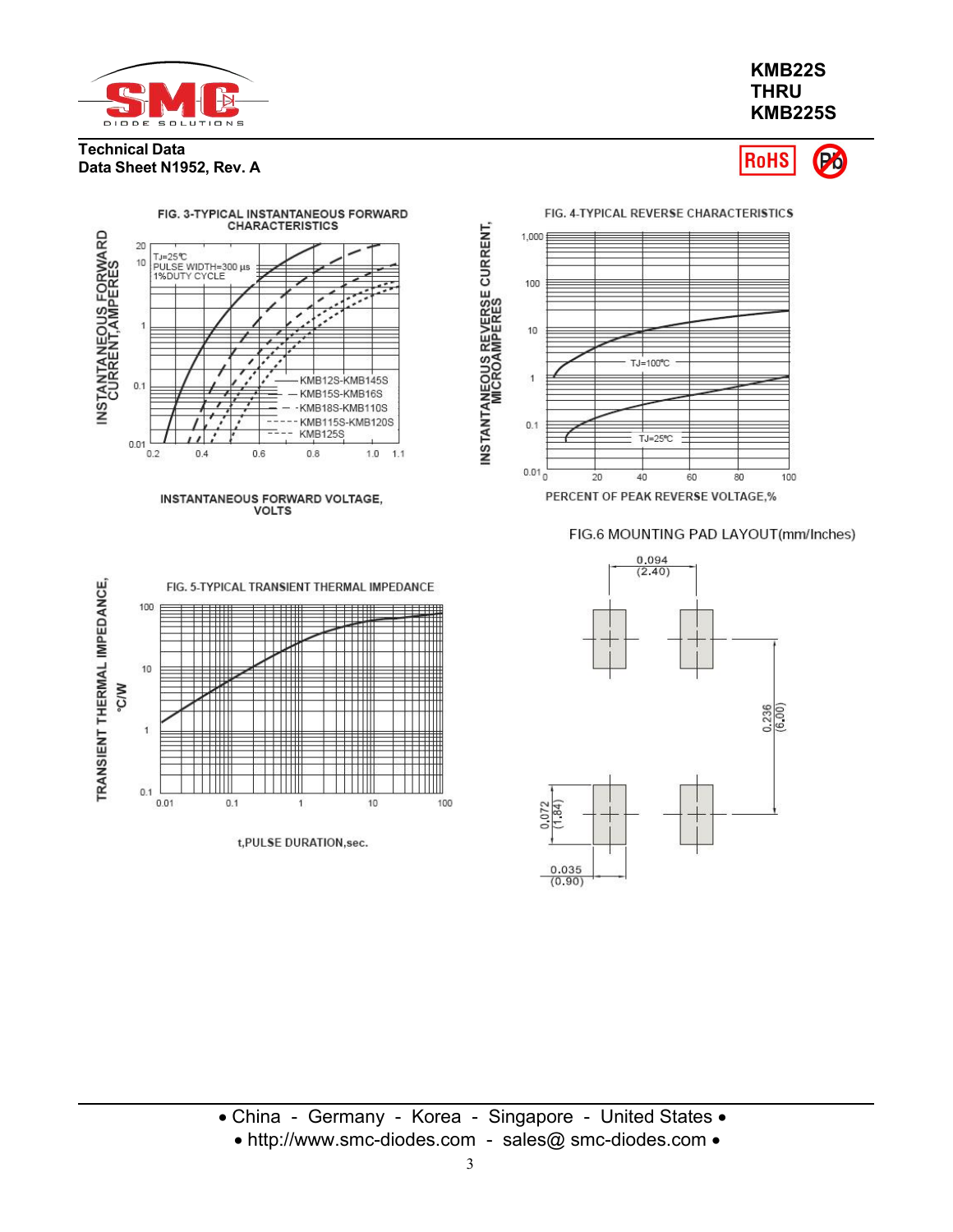**KMB22S THRU KMB225S**

**Technical Data**
**Data Sheet N1952, Rev. A**

FIG. 3-TYPICAL INSTANTANEOUS FORWARD CHARACTERISTICS

INSTANTANEOUS FORWARD CURRENT,AMPERES

TJ=25℃
PULSE WIDTH=300 μs
1%DUTY CYCLE

KMB12S-KMB145S
KMB15S-KMB16S
KMB18S-KMB110S
KMB115S-KMB120S
KMB125S

INSTANTANEOUS FORWARD VOLTAGE, VOLTS

FIG. 4-TYPICAL REVERSE CHARACTERISTICS

INSTANTANEOUS REVERSE CURRENT, MICROAMPERES

TJ=100℃
TJ=25℃

PERCENT OF PEAK REVERSE VOLTAGE,%

FIG. 5-TYPICAL TRANSIENT THERMAL IMPEDANCE

TRANSIENT THERMAL IMPEDANCE, ℃/W

t,PULSE DURATION,sec.

FIG.6 MOUNTING PAD LAYOUT(mm/Inches)

0.094 (2.40)
0.236 (6.00)
0.072 (1.84)
0.035 (0.90)

• China - Germany - Korea - Singapore - United States •
• http://www.smc-diodes.com - sales@ smc-diodes.com •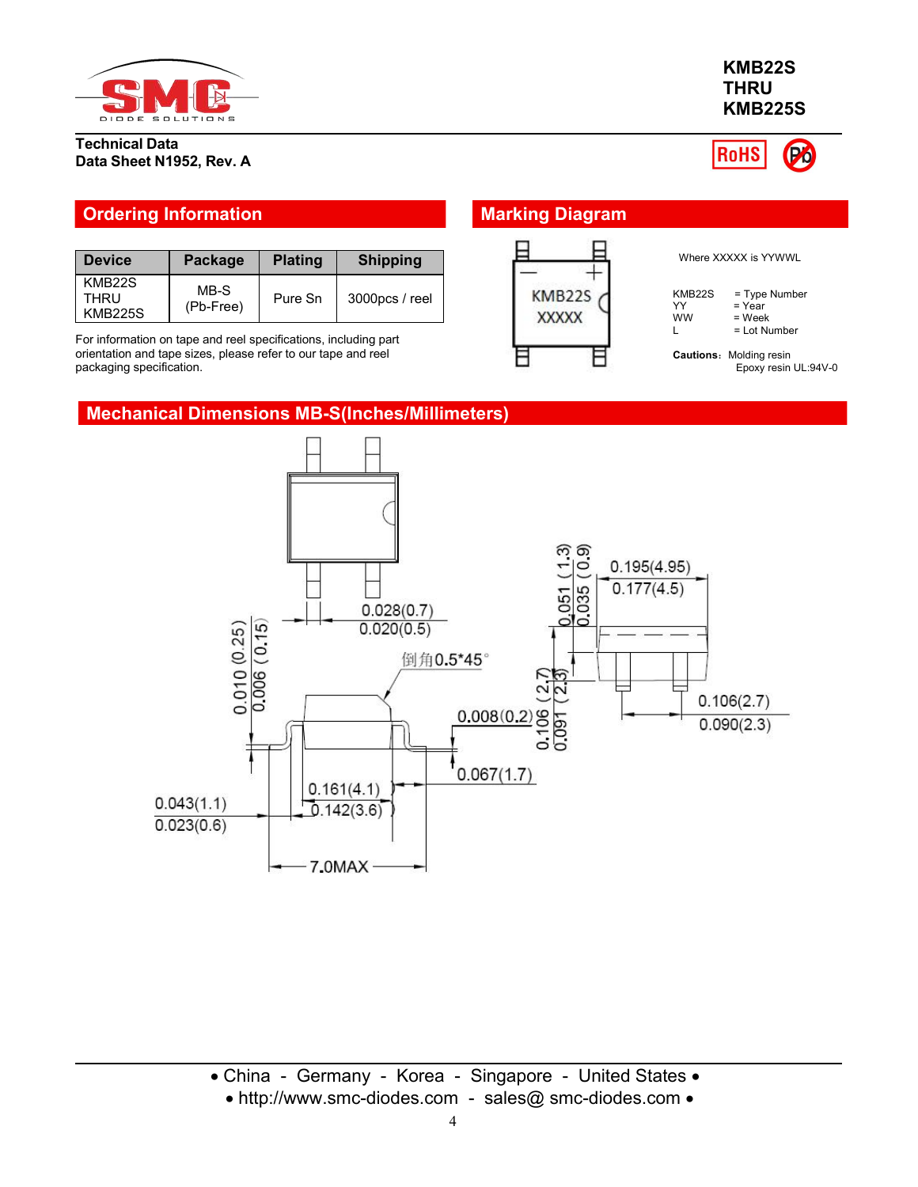KMB22S
THRU
KMB225S

Technical Data
Data Sheet N1952, Rev. A

## Ordering Information

| Device | Package | Plating | Shipping |
|---|---|---|---|
| KMB22S THRU KMB225S | MB-S (Pb-Free) | Pure Sn | 3000pcs / reel |

For information on tape and reel specifications, including part orientation and tape sizes, please refer to our tape and reel packaging specification.

## Marking Diagram

KMB22S
XXXXX

Where XXXXX is YYWWL

KMB22S = Type Number
YY = Year
WW = Week
L = Lot Number

**Cautions**: Molding resin
Epoxy resin UL:94V-0

## Mechanical Dimensions MB-S(Inches/Millimeters)

0.028(0.7)
0.020(0.5)

倒角0.5*45°

0.010 (0.25)
0.006 (0.15)

0.008(0.2)

0.067(1.7)

0.161(4.1)
0.142(3.6)

0.043(1.1)
0.023(0.6)

7.0MAX

0.051 (1.3)
0.035 (0.9)

0.195(4.95)
0.177(4.5)

0.106 (2.7)
0.091 (2.3)

0.106(2.7)
0.090(2.3)

• China - Germany - Korea - Singapore - United States •
• http://www.smc-diodes.com - sales@ smc-diodes.com •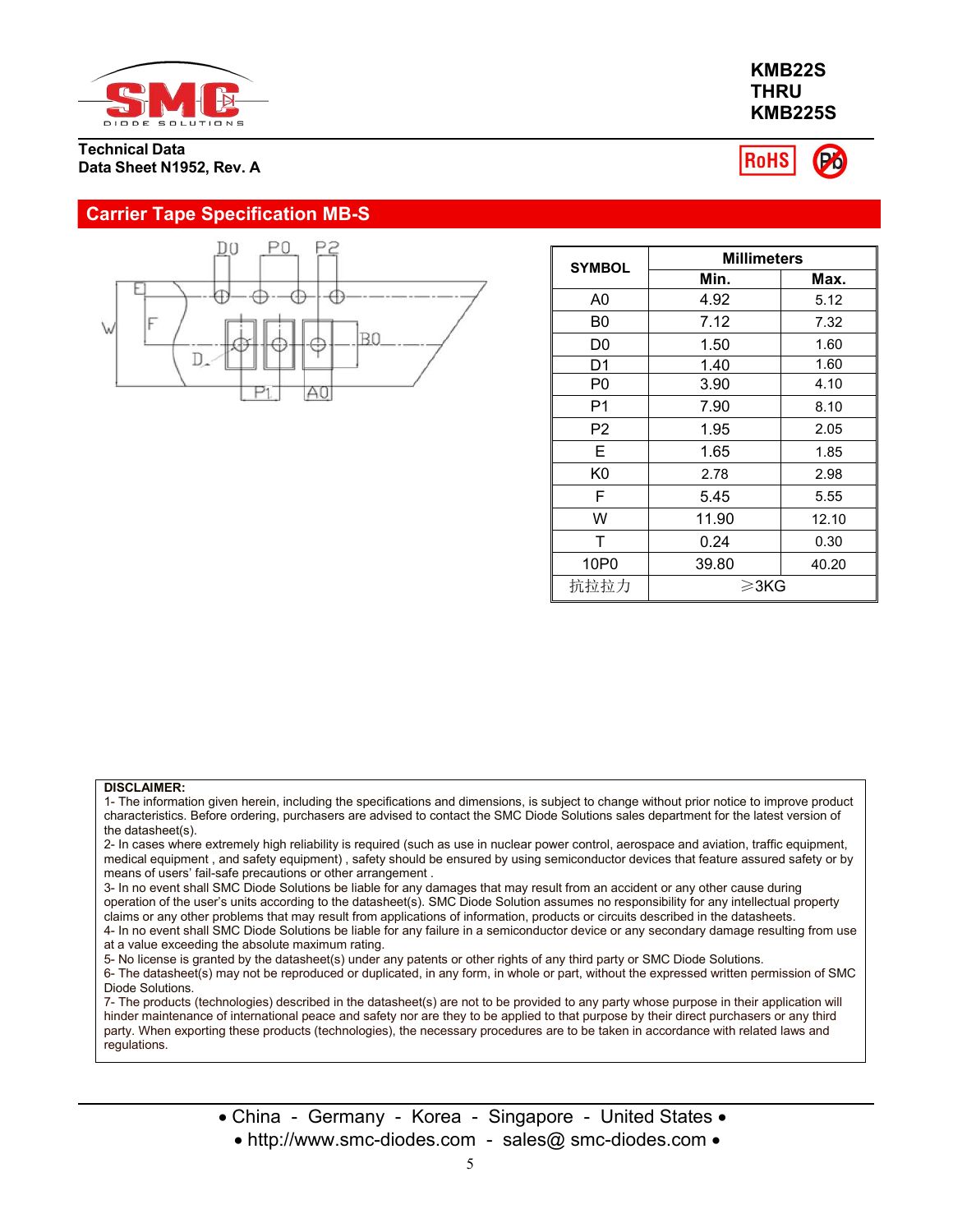Technical Data
Data Sheet N1952, Rev. A

**KMB22S THRU KMB225S**

## Carrier Tape Specification MB-S

D0 P0 P2
E
W F B0
D
P1 A0

| SYMBOL | Millimeters | |
|---|---|---|
| | Min. | Max. |
| A0 | 4.92 | 5.12 |
| B0 | 7.12 | 7.32 |
| D0 | 1.50 | 1.60 |
| D1 | 1.40 | 1.60 |
| P0 | 3.90 | 4.10 |
| P1 | 7.90 | 8.10 |
| P2 | 1.95 | 2.05 |
| E | 1.65 | 1.85 |
| K0 | 2.78 | 2.98 |
| F | 5.45 | 5.55 |
| W | 11.90 | 12.10 |
| T | 0.24 | 0.30 |
| 10P0 | 39.80 | 40.20 |
| 抗拉拉力 | ≥3KG | |

**DISCLAIMER:**

1- The information given herein, including the specifications and dimensions, is subject to change without prior notice to improve product characteristics. Before ordering, purchasers are advised to contact the SMC Diode Solutions sales department for the latest version of the datasheet(s).
2- In cases where extremely high reliability is required (such as use in nuclear power control, aerospace and aviation, traffic equipment, medical equipment , and safety equipment) , safety should be ensured by using semiconductor devices that feature assured safety or by means of users' fail-safe precautions or other arrangement .
3- In no event shall SMC Diode Solutions be liable for any damages that may result from an accident or any other cause during operation of the user's units according to the datasheet(s). SMC Diode Solution assumes no responsibility for any intellectual property claims or any other problems that may result from applications of information, products or circuits described in the datasheets.
4- In no event shall SMC Diode Solutions be liable for any failure in a semiconductor device or any secondary damage resulting from use at a value exceeding the absolute maximum rating.
5- No license is granted by the datasheet(s) under any patents or other rights of any third party or SMC Diode Solutions.
6- The datasheet(s) may not be reproduced or duplicated, in any form, in whole or part, without the expressed written permission of SMC Diode Solutions.
7- The products (technologies) described in the datasheet(s) are not to be provided to any party whose purpose in their application will hinder maintenance of international peace and safety nor are they to be applied to that purpose by their direct purchasers or any third party. When exporting these products (technologies), the necessary procedures are to be taken in accordance with related laws and regulations.

• China - Germany - Korea - Singapore - United States •
• http://www.smc-diodes.com - sales@ smc-diodes.com •